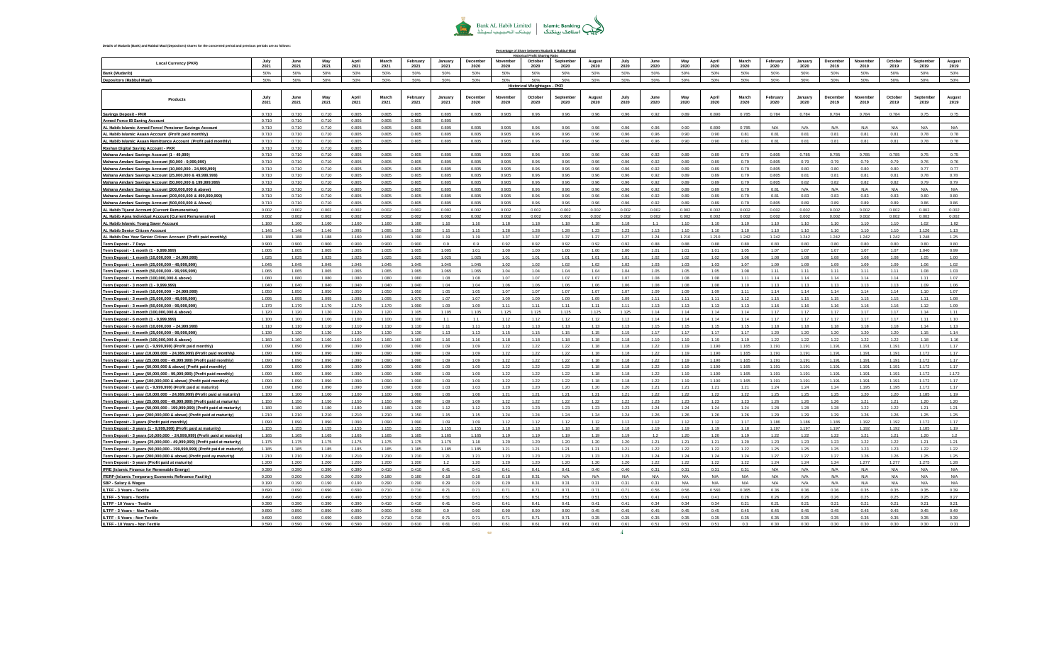Bank AL Habib Limited | Islamic Banking

Details of Mudarib (Bank) and Rabbul Maal (Depositors) shares for the concerned period and previous periods are as follows:

**Percentage of Share between Mudarib & Rabbul Maal**

**Historical Profit Sharing Ratio**

| Local Currency (PKR) | July 2021 | June 2021 | May 2021 | April 2021 | March 2021 | February 2021 | January 2021 | December 2020 | November 2020 | October 2020 | September 2020 | August 2020 | July 2020 | June 2020 | May 2020 | April 2020 | March 2020 | February 2020 | January 2020 | December 2019 | November 2019 | October 2019 | September 2019 | August 2019 |
|---|---|---|---|---|---|---|---|---|---|---|---|---|---|---|---|---|---|---|---|---|---|---|---|---|
| Bank (Mudarib) | 50% | 50% | 50% | 50% | 50% | 50% | 50% | 50% | 50% | 50% | 50% | 50% | 50% | 50% | 50% | 50% | 50% | 50% | 50% | 50% | 50% | 50% | 50% | 50% |
| Depositors (Rabbul Maal) | 50% | 50% | 50% | 50% | 50% | 50% | 50% | 50% | 50% | 50% | 50% | 50% | 50% | 50% | 50% | 50% | 50% | 50% | 50% | 50% | 50% | 50% | 50% | 50% |

**Historical Weightages - PKR**

| Products | July 2021 | June 2021 | May 2021 | April 2021 | March 2021 | February 2021 | January 2021 | December 2020 | November 2020 | October 2020 | September 2020 | August 2020 | July 2020 | June 2020 | May 2020 | April 2020 | March 2020 | February 2020 | January 2020 | December 2019 | November 2019 | October 2019 | September 2019 | August 2019 |
|---|---|---|---|---|---|---|---|---|---|---|---|---|---|---|---|---|---|---|---|---|---|---|---|---|
| Savings Deposit - PKR | 0.710 | 0.710 | 0.710 | 0.805 | 0.805 | 0.805 | 0.805 | 0.805 | 0.905 | 0.96 | 0.96 | 0.96 | 0.96 | 0.92 | 0.89 | 0.890 | 0.785 | 0.784 | 0.784 | 0.784 | 0.784 | 0.784 | 0.75 | 0.75 |
| Armed Force IB Saving Account | 0.710 | 0.710 | 0.710 | 0.805 | 0.805 | 0.805 | 0.805 | | | | | | | | | | | | | | | | | |
| AL Habib Islamic Armed Force/ Pensioner Savings Account | 0.710 | 0.710 | 0.710 | 0.805 | 0.805 | 0.805 | 0.805 | 0.805 | 0.905 | 0.96 | 0.96 | 0.96 | 0.96 | 0.96 | 0.90 | 0.890 | 0.785 | N/A | N/A | N/A | N/A | N/A | N/A | N/A |
| AL Habib Islamic Asaan Account (Profit paid monthly) | 0.710 | 0.710 | 0.710 | 0.805 | 0.805 | 0.805 | 0.805 | 0.805 | 0.905 | 0.96 | 0.96 | 0.96 | 0.96 | 0.96 | 0.90 | 0.90 | 0.81 | 0.81 | 0.81 | 0.81 | 0.81 | 0.81 | 0.78 | 0.78 |
| AL Habib Islamic Asaan Remittance Account (Profit paid monthly) | 0.710 | 0.710 | 0.710 | 0.805 | 0.805 | 0.805 | 0.805 | 0.805 | 0.905 | 0.96 | 0.96 | 0.96 | 0.96 | 0.96 | 0.90 | 0.90 | 0.81 | 0.81 | 0.81 | 0.81 | 0.81 | 0.81 | 0.78 | 0.78 |
| Roshan Digital Saving Account - PKR | 0.710 | 0.710 | 0.710 | 0.805 | | | | | | | | | | | | | | | | | | | | |
| Mahana Amdani Savings Account (1 - 49,999) | 0.710 | 0.710 | 0.710 | 0.805 | 0.805 | 0.805 | 0.805 | 0.805 | 0.905 | 0.96 | 0.96 | 0.96 | 0.96 | 0.92 | 0.89 | 0.89 | 0.79 | 0.805 | 0.785 | 0.785 | 0.785 | 0.785 | 0.75 | 0.75 |
| Mahana Amdani Savings Account (50,000 - 9,999,999) | 0.710 | 0.710 | 0.710 | 0.805 | 0.805 | 0.805 | 0.805 | 0.805 | 0.905 | 0.96 | 0.96 | 0.96 | 0.96 | 0.92 | 0.89 | 0.89 | 0.79 | 0.805 | 0.79 | 0.79 | 0.79 | 0.79 | 0.76 | 0.76 |
| Mahana Amdani Savings Account (10,000,000 - 24,999,999) | 0.710 | 0.710 | 0.710 | 0.805 | 0.805 | 0.805 | 0.805 | 0.805 | 0.905 | 0.96 | 0.96 | 0.96 | 0.96 | 0.92 | 0.89 | 0.89 | 0.79 | 0.805 | 0.80 | 0.80 | 0.80 | 0.80 | 0.77 | 0.77 |
| Mahana Amdani Savings Account (25,000,000 & 49,999,999) | 0.710 | 0.710 | 0.710 | 0.805 | 0.805 | 0.805 | 0.805 | 0.805 | 0.905 | 0.96 | 0.96 | 0.96 | 0.96 | 0.92 | 0.89 | 0.89 | 0.79 | 0.805 | 0.81 | 0.81 | 0.81 | 0.81 | 0.78 | 0.78 |
| Mahana Amdani Savings Account (50,000,000 & 199,999,999) | 0.710 | 0.710 | 0.710 | 0.805 | 0.805 | 0.805 | 0.805 | 0.805 | 0.905 | 0.96 | 0.96 | 0.96 | 0.96 | 0.92 | 0.89 | 0.89 | 0.79 | 0.805 | 0.82 | 0.82 | 0.82 | 0.82 | 0.79 | 0.79 |
| Mahana Amdani Savings Account (200,000,000 & above) | 0.710 | 0.710 | 0.710 | 0.805 | 0.805 | 0.805 | 0.805 | 0.805 | 0.905 | 0.96 | 0.96 | 0.96 | 0.96 | 0.92 | 0.89 | 0.89 | 0.79 | 0.81 | N/A | N/A | N/A | N/A | N/A | N/A |
| Mahana Amdani Savings Account (200,000,000 & 499,999,999) | 0.710 | 0.710 | 0.710 | 0.805 | 0.805 | 0.805 | 0.805 | 0.805 | 0.905 | 0.96 | 0.96 | 0.96 | 0.96 | 0.92 | 0.89 | 0.89 | 0.79 | 0.81 | 0.83 | 0.83 | 0.83 | 0.83 | 0.80 | 0.80 |
| Mahana Amdani Savings Account (500,000,000 & Above) | 0.710 | 0.710 | 0.710 | 0.805 | 0.805 | 0.805 | 0.805 | 0.805 | 0.905 | 0.96 | 0.96 | 0.96 | 0.96 | 0.92 | 0.89 | 0.89 | 0.79 | 0.805 | 0.89 | 0.89 | 0.89 | 0.89 | 0.86 | 0.86 |
| AL Habib Tijarat Account (Current Remunerative) | 0.002 | 0.002 | 0.002 | 0.002 | 0.002 | 0.002 | 0.002 | 0.002 | 0.002 | 0.002 | 0.002 | 0.002 | 0.002 | 0.002 | 0.002 | 0.002 | 0.002 | 0.002 | 0.002 | 0.002 | 0.002 | 0.002 | 0.002 | 0.002 |
| AL Habib Apna Individual Account (Current Remunerative) | 0.002 | 0.002 | 0.002 | 0.002 | 0.002 | 0.002 | 0.002 | 0.002 | 0.002 | 0.002 | 0.002 | 0.002 | 0.002 | 0.002 | 0.002 | 0.002 | 0.002 | 0.002 | 0.002 | 0.002 | 0.002 | 0.002 | 0.002 | 0.002 |
| AL Habib Islamic Young Saver Account | 1.160 | 1.160 | 1.160 | 1.160 | 1.160 | 1.160 | 1.16 | 1.16 | 1.18 | 1.18 | 1.18 | 1.18 | 1.18 | 1.1 | 1.10 | 1.10 | 1.10 | 1.10 | 1.10 | 1.10 | 1.10 | 1.10 | 1.02 | 1.02 |
| AL Habib Senior Citizen Account | 1.146 | 1.146 | 1.146 | 1.095 | 1.095 | 1.150 | 1.15 | 1.15 | 1.28 | 1.28 | 1.28 | 1.23 | 1.23 | 1.13 | 1.10 | 1.10 | 1.10 | 1.10 | 1.10 | 1.10 | 1.10 | 1.10 | 1.126 | 1.13 |
| AL Habib One Year Senior Citizen Account (Profit paid monthly) | 1.188 | 1.188 | 1.188 | 1.160 | 1.160 | 1.190 | 1.19 | 1.19 | 1.37 | 1.37 | 1.37 | 1.27 | 1.27 | 1.24 | 1.210 | 1.210 | 1.242 | 1.242 | 1.242 | 1.242 | 1.242 | 1.242 | 1.248 | 1.25 |
| Term Deposit - 7 Days | 0.900 | 0.900 | 0.900 | 0.900 | 0.900 | 0.900 | 0.9 | 0.9 | 0.92 | 0.92 | 0.92 | 0.92 | 0.92 | 0.88 | 0.88 | 0.88 | 0.80 | 0.80 | 0.80 | 0.80 | 0.80 | 0.80 | 0.80 | 0.80 |
| Term Deposit - 1 month (1 - 9,999,999) | 1.005 | 1.005 | 1.005 | 1.005 | 1.005 | 1.005 | 1.005 | 1.01 | 1.00 | 1.00 | 1.00 | 1.00 | 1.00 | 1.01 | 1.01 | 1.01 | 1.05 | 1.07 | 1.07 | 1.07 | 1.07 | 1.07 | 1.040 | 0.99 |
| Term Deposit - 1 month (10,000,000 - 24,999,999) | 1.025 | 1.025 | 1.025 | 1.025 | 1.025 | 1.025 | 1.025 | 1.025 | 1.01 | 1.01 | 1.01 | 1.01 | 1.01 | 1.02 | 1.02 | 1.02 | 1.06 | 1.08 | 1.08 | 1.08 | 1.08 | 1.08 | 1.05 | 1.00 |
| Term Deposit - 1 month (25,000,000 - 49,999,999) | 1.045 | 1.045 | 1.045 | 1.045 | 1.045 | 1.045 | 1.045 | 1.045 | 1.02 | 1.02 | 1.02 | 1.02 | 1.02 | 1.03 | 1.03 | 1.03 | 1.07 | 1.09 | 1.09 | 1.09 | 1.09 | 1.09 | 1.06 | 1.02 |
| Term Deposit - 1 month (50,000,000 - 99,999,999) | 1.065 | 1.065 | 1.065 | 1.065 | 1.065 | 1.065 | 1.065 | 1.065 | 1.04 | 1.04 | 1.04 | 1.04 | 1.04 | 1.05 | 1.05 | 1.05 | 1.08 | 1.11 | 1.11 | 1.11 | 1.11 | 1.11 | 1.08 | 1.03 |
| Term Deposit - 1 month (100,000,000 & above) | 1.080 | 1.080 | 1.080 | 1.080 | 1.080 | 1.080 | 1.08 | 1.08 | 1.07 | 1.07 | 1.07 | 1.07 | 1.07 | 1.08 | 1.08 | 1.08 | 1.11 | 1.14 | 1.14 | 1.14 | 1.14 | 1.14 | 1.11 | 1.07 |
| Term Deposit - 3 month (1 - 9,999,999) | 1.040 | 1.040 | 1.040 | 1.040 | 1.040 | 1.040 | 1.04 | 1.04 | 1.06 | 1.06 | 1.06 | 1.06 | 1.06 | 1.08 | 1.08 | 1.08 | 1.10 | 1.13 | 1.13 | 1.13 | 1.13 | 1.13 | 1.09 | 1.06 |
| Term Deposit - 3 month (10,000,000 - 24,999,999) | 1.050 | 1.050 | 1.050 | 1.050 | 1.050 | 1.050 | 1.05 | 1.05 | 1.07 | 1.07 | 1.07 | 1.07 | 1.07 | 1.09 | 1.09 | 1.09 | 1.11 | 1.14 | 1.14 | 1.14 | 1.14 | 1.14 | 1.10 | 1.07 |
| Term Deposit - 3 month (25,000,000 - 49,999,999) | 1.095 | 1.095 | 1.095 | 1.095 | 1.095 | 1.070 | 1.07 | 1.07 | 1.09 | 1.09 | 1.09 | 1.09 | 1.09 | 1.11 | 1.11 | 1.11 | 1.12 | 1.15 | 1.15 | 1.15 | 1.15 | 1.15 | 1.11 | 1.08 |
| Term Deposit - 3 month (50,000,000 - 99,999,999) | 1.170 | 1.170 | 1.170 | 1.170 | 1.170 | 1.090 | 1.09 | 1.09 | 1.11 | 1.11 | 1.11 | 1.11 | 1.11 | 1.13 | 1.13 | 1.13 | 1.13 | 1.16 | 1.16 | 1.16 | 1.16 | 1.16 | 1.12 | 1.09 |
| Term Deposit - 3 month (100,000,000 & above) | 1.120 | 1.120 | 1.120 | 1.120 | 1.120 | 1.105 | 1.105 | 1.105 | 1.125 | 1.125 | 1.125 | 1.125 | 1.125 | 1.14 | 1.14 | 1.14 | 1.14 | 1.17 | 1.17 | 1.17 | 1.17 | 1.17 | 1.14 | 1.11 |
| Term Deposit - 6 month (1 - 9,999,999) | 1.100 | 1.100 | 1.100 | 1.100 | 1.100 | 1.100 | 1.1 | 1.1 | 1.12 | 1.12 | 1.12 | 1.12 | 1.12 | 1.14 | 1.14 | 1.14 | 1.14 | 1.17 | 1.17 | 1.17 | 1.17 | 1.17 | 1.11 | 1.10 |
| Term Deposit - 6 month (10,000,000 - 24,999,999) | 1.110 | 1.110 | 1.110 | 1.110 | 1.110 | 1.110 | 1.11 | 1.11 | 1.13 | 1.13 | 1.13 | 1.13 | 1.13 | 1.15 | 1.15 | 1.15 | 1.15 | 1.18 | 1.18 | 1.18 | 1.18 | 1.18 | 1.14 | 1.13 |
| Term Deposit - 6 month (25,000,000 - 99,999,999) | 1.130 | 1.130 | 1.130 | 1.130 | 1.130 | 1.130 | 1.13 | 1.13 | 1.15 | 1.15 | 1.15 | 1.15 | 1.15 | 1.17 | 1.17 | 1.17 | 1.17 | 1.20 | 1.20 | 1.20 | 1.20 | 1.20 | 1.15 | 1.14 |
| Term Deposit - 6 month (100,000,000 & above) | 1.160 | 1.160 | 1.160 | 1.160 | 1.160 | 1.160 | 1.16 | 1.16 | 1.18 | 1.18 | 1.18 | 1.18 | 1.18 | 1.19 | 1.19 | 1.19 | 1.19 | 1.22 | 1.22 | 1.22 | 1.22 | 1.22 | 1.18 | 1.16 |
| Term Deposit - 1 year (1 - 9,999,999) (Profit paid monthly) | 1.090 | 1.090 | 1.090 | 1.090 | 1.090 | 1.090 | 1.09 | 1.09 | 1.22 | 1.22 | 1.22 | 1.18 | 1.18 | 1.22 | 1.19 | 1.190 | 1.165 | 1.191 | 1.191 | 1.191 | 1.191 | 1.191 | 1.172 | 1.17 |
| Term Deposit - 1 year (10,000,000 - 24,999,999) (Profit paid monthly) | 1.090 | 1.090 | 1.090 | 1.090 | 1.090 | 1.090 | 1.09 | 1.09 | 1.22 | 1.22 | 1.22 | 1.18 | 1.18 | 1.22 | 1.19 | 1.190 | 1.165 | 1.191 | 1.191 | 1.191 | 1.191 | 1.191 | 1.172 | 1.17 |
| Term Deposit - 1 year (25,000,000 - 49,999,999) (Profit paid monthly) | 1.090 | 1.090 | 1.090 | 1.090 | 1.090 | 1.090 | 1.09 | 1.09 | 1.22 | 1.22 | 1.22 | 1.18 | 1.18 | 1.22 | 1.19 | 1.190 | 1.165 | 1.191 | 1.191 | 1.191 | 1.191 | 1.191 | 1.172 | 1.17 |
| Term Deposit - 1 year (50,000,000 & above) (Profit paid monthly) | 1.090 | 1.090 | 1.090 | 1.090 | 1.090 | 1.090 | 1.09 | 1.09 | 1.22 | 1.22 | 1.22 | 1.18 | 1.18 | 1.22 | 1.19 | 1.190 | 1.165 | 1.191 | 1.191 | 1.191 | 1.191 | 1.191 | 1.172 | 1.17 |
| Term Deposit - 1 year (50,000,000 - 99,999,999) (Profit paid monthly) | 1.090 | 1.090 | 1.090 | 1.090 | 1.090 | 1.090 | 1.09 | 1.09 | 1.22 | 1.22 | 1.22 | 1.18 | 1.18 | 1.22 | 1.19 | 1.190 | 1.165 | 1.191 | 1.191 | 1.191 | 1.191 | 1.191 | 1.172 | 1.172 |
| Term Deposit - 1 year (100,000,000 & above) (Profit paid monthly) | 1.090 | 1.090 | 1.090 | 1.090 | 1.090 | 1.090 | 1.09 | 1.09 | 1.22 | 1.22 | 1.22 | 1.18 | 1.18 | 1.22 | 1.19 | 1.190 | 1.165 | 1.191 | 1.191 | 1.191 | 1.191 | 1.191 | 1.172 | 1.17 |
| Term Deposit - 1 year (1 - 9,999,999) (Profit paid at maturity) | 1.090 | 1.090 | 1.090 | 1.090 | 1.090 | 1.030 | 1.03 | 1.03 | 1.20 | 1.20 | 1.20 | 1.20 | 1.20 | 1.21 | 1.21 | 1.21 | 1.21 | 1.24 | 1.24 | 1.24 | 1.195 | 1.195 | 1.172 | 1.17 |
| Term Deposit - 1 year (10,000,000 - 24,999,999) (Profit paid at maturity) | 1.100 | 1.100 | 1.100 | 1.100 | 1.100 | 1.060 | 1.06 | 1.06 | 1.21 | 1.21 | 1.21 | 1.21 | 1.21 | 1.22 | 1.22 | 1.22 | 1.22 | 1.25 | 1.25 | 1.25 | 1.20 | 1.20 | 1.185 | 1.19 |
| Term Deposit - 1 year (25,000,000 - 49,999,999) (Profit paid at maturity) | 1.150 | 1.150 | 1.150 | 1.150 | 1.150 | 1.090 | 1.09 | 1.09 | 1.22 | 1.22 | 1.22 | 1.22 | 1.22 | 1.23 | 1.23 | 1.23 | 1.23 | 1.26 | 1.26 | 1.26 | 1.21 | 1.21 | 1.20 | 1.20 |
| Term Deposit - 1 year (50,000,000 - 199,999,999) (Profit paid at maturity) | 1.180 | 1.180 | 1.180 | 1.180 | 1.180 | 1.120 | 1.12 | 1.12 | 1.23 | 1.23 | 1.23 | 1.23 | 1.23 | 1.24 | 1.24 | 1.24 | 1.24 | 1.28 | 1.28 | 1.28 | 1.22 | 1.22 | 1.21 | 1.21 |
| Term Deposit - 1 year (200,000,000 & above) (Profit paid at maturity) | 1.210 | 1.210 | 1.210 | 1.210 | 1.210 | 1.150 | 1.15 | 1.15 | 1.24 | 1.24 | 1.24 | 1.24 | 1.24 | 1.26 | 1.26 | 1.26 | 1.26 | 1.29 | 1.29 | 1.29 | 1.26 | 1.26 | 1.25 | 1.25 |
| Term Deposit - 3 years (Profit paid monthly) | 1.090 | 1.090 | 1.090 | 1.090 | 1.090 | 1.090 | 1.09 | 1.09 | 1.12 | 1.12 | 1.12 | 1.12 | 1.12 | 1.12 | 1.12 | 1.12 | 1.17 | 1.186 | 1.186 | 1.186 | 1.192 | 1.192 | 1.172 | 1.17 |
| Term Deposit - 3 years (1 - 9,999,999) (Profit paid at maturity) | 1.155 | 1.155 | 1.155 | 1.155 | 1.155 | 1.155 | 1.155 | 1.155 | 1.18 | 1.18 | 1.18 | 1.18 | 1.18 | 1.19 | 1.19 | 1.19 | 1.18 | 1.197 | 1.197 | 1.197 | 1.192 | 1.192 | 1.185 | 1.19 |
| Term Deposit - 3 years (10,000,000 - 24,999,999) (Profit paid at maturity) | 1.165 | 1.165 | 1.165 | 1.165 | 1.165 | 1.165 | 1.165 | 1.165 | 1.19 | 1.19 | 1.19 | 1.19 | 1.19 | 1.2 | 1.20 | 1.20 | 1.19 | 1.22 | 1.22 | 1.22 | 1.21 | 1.21 | 1.20 | 1.2 |
| Term Deposit - 3 years (25,000,000 - 49,999,999) (Profit paid at maturity) | 1.175 | 1.175 | 1.175 | 1.175 | 1.175 | 1.175 | 1.175 | 1.18 | 1.20 | 1.20 | 1.20 | 1.20 | 1.20 | 1.21 | 1.21 | 1.21 | 1.20 | 1.23 | 1.23 | 1.23 | 1.22 | 1.22 | 1.21 | 1.21 |
| Term Deposit - 3 years (50,000,000 - 199,999,999) (Profit paid at maturity) | 1.185 | 1.185 | 1.185 | 1.185 | 1.185 | 1.185 | 1.185 | 1.185 | 1.21 | 1.21 | 1.21 | 1.21 | 1.21 | 1.22 | 1.22 | 1.22 | 1.22 | 1.25 | 1.25 | 1.25 | 1.23 | 1.23 | 1.22 | 1.22 |
| Term Deposit - 3 year (200,000,000 & above) (Profit paid ay maturity) | 1.210 | 1.210 | 1.210 | 1.210 | 1.210 | 1.210 | 1.21 | 1.21 | 1.23 | 1.23 | 1.23 | 1.23 | 1.23 | 1.24 | 1.24 | 1.24 | 1.24 | 1.27 | 1.27 | 1.27 | 1.26 | 1.26 | 1.25 | 1.25 |
| Term Deposit - 5 years (Profit paid at maturity) | 1.200 | 1.200 | 1.200 | 1.200 | 1.200 | 1.200 | 1.2 | 1.20 | 1.20 | 1.20 | 1.20 | 1.20 | 1.20 | 1.22 | 1.22 | 1.22 | 1.22 | 1.24 | 1.24 | 1.24 | 1.277 | 1.277 | 1.275 | 1.28 |
| IFRE (Islamic Finance for Renewable Energy) | 0.390 | 0.390 | 0.390 | 0.390 | 0.410 | 0.410 | 0.41 | 0.41 | 0.41 | 0.41 | 0.41 | 0.40 | 0.40 | 0.31 | 0.31 | 0.31 | 0.31 | N/A | N/A | N/A | N/A | N/A | N/A | N/A |
| ITERF (Islamic Temporary Economic Refinance Facility) | 0.200 | 0.200 | 0.200 | 0.200 | 0.200 | 0.180 | 0.18 | 0.18 | 0.18 | 0.31 | N/A | N/A | N/A | N/A | N/A | N/A | N/A | N/A | N/A | N/A | N/A | N/A | N/A | N/A |
| SBP - Salary & Wages | 0.190 | 0.190 | 0.190 | 0.190 | 0.290 | 0.290 | 0.29 | 0.29 | 0.29 | 0.31 | 0.31 | 0.31 | 0.31 | 0.31 | N/A | N/A | N/A | N/A | N/A | N/A | N/A | N/A | N/A | N/A |
| ILTFF - 3 Years - Textile | 0.690 | 0.690 | 0.690 | 0.690 | 0.710 | 0.710 | 0.71 | 0.71 | 0.71 | 0.71 | 0.71 | 0.71 | 0.71 | 0.56 | 0.56 | 0.560 | 0.365 | 0.36 | 0.36 | 0.36 | 0.35 | 0.35 | 0.35 | 0.39 |
| ILTFF - 5 Years - Textile | 0.490 | 0.490 | 0.490 | 0.490 | 0.510 | 0.510 | 0.51 | 0.51 | 0.51 | 0.51 | 0.51 | 0.51 | 0.51 | 0.41 | 0.41 | 0.41 | 0.26 | 0.26 | 0.26 | 0.26 | 0.25 | 0.25 | 0.25 | 0.27 |
| ILTFF - 10 Years - Textile | 0.390 | 0.390 | 0.390 | 0.390 | 0.410 | 0.410 | 0.41 | 0.41 | 0.41 | 0.41 | 0.41 | 0.41 | 0.41 | 0.34 | 0.34 | 0.34 | 0.21 | 0.21 | 0.21 | 0.21 | 0.21 | 0.21 | 0.21 | 0.21 |
| ILTFF - 3 Years - Non Textile | 0.890 | 0.890 | 0.890 | 0.890 | 0.900 | 0.900 | 0.9 | 0.90 | 0.90 | 0.90 | 0.90 | 0.45 | 0.45 | 0.45 | 0.45 | 0.45 | 0.45 | 0.45 | 0.45 | 0.45 | 0.45 | 0.45 | 0.45 | 0.49 |
| ILTFF - 5 Years - Non Textile | 0.690 | 0.690 | 0.690 | 0.690 | 0.710 | 0.710 | 0.71 | 0.71 | 0.71 | 0.71 | 0.71 | 0.35 | 0.35 | 0.35 | 0.35 | 0.35 | 0.35 | 0.35 | 0.35 | 0.35 | 0.35 | 0.35 | 0.35 | 0.39 |
| ILTFF - 10 Years - Non Textile | 0.590 | 0.590 | 0.590 | 0.590 | 0.610 | 0.610 | 0.61 | 0.61 | 0.61 | 0.61 | 0.61 | 0.61 | 0.61 | 0.51 | 0.51 | 0.51 | 0.3 | 0.30 | 0.30 | 0.30 | 0.30 | 0.30 | 0.30 | 0.31 |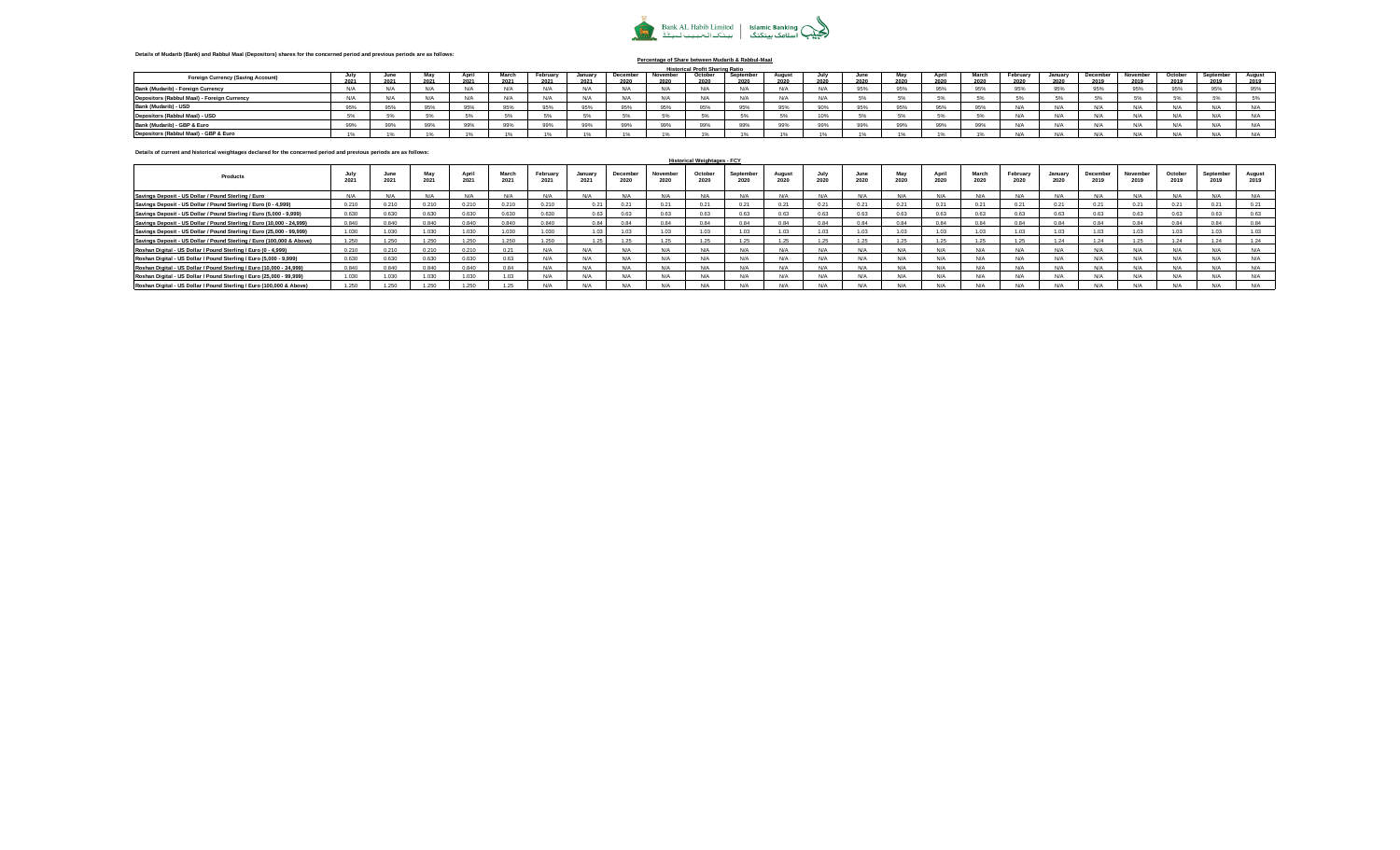Bank AL Habib Limited | Islamic Banking

Details of Mudarib (Bank) and Rabbul Maal (Depositors) shares for the concerned period and previous periods are as follows:

**Percentage of Share between Mudarib & Rabbul-Maal**

**Historical Profit Sharing Ratio**

| Foreign Currency (Saving Account) | July 2021 | June 2021 | May 2021 | April 2021 | March 2021 | February 2021 | January 2021 | December 2020 | November 2020 | October 2020 | September 2020 | August 2020 | July 2020 | June 2020 | May 2020 | April 2020 | March 2020 | February 2020 | January 2020 | December 2019 | November 2019 | October 2019 | September 2019 | August 2019 |
|---|---|---|---|---|---|---|---|---|---|---|---|---|---|---|---|---|---|---|---|---|---|---|---|---|
| Bank (Mudarib) - Foreign Currency | N/A | N/A | N/A | N/A | N/A | N/A | N/A | N/A | N/A | N/A | N/A | N/A | N/A | 95% | 95% | 95% | 95% | 95% | 95% | 95% | 95% | 95% | 95% | 95% |
| Depositors (Rabbul Maal) - Foreign Currency | N/A | N/A | N/A | N/A | N/A | N/A | N/A | N/A | N/A | N/A | N/A | N/A | N/A | 5% | 5% | 5% | 5% | 5% | 5% | 5% | 5% | 5% | 5% | 5% |
| Bank (Mudarib) - USD | 95% | 95% | 95% | 95% | 95% | 95% | 95% | 95% | 95% | 95% | 95% | 95% | 90% | 95% | 95% | 95% | 95% | N/A | N/A | N/A | N/A | N/A | N/A | N/A |
| Depositors (Rabbul Maal) - USD | 5% | 5% | 5% | 5% | 5% | 5% | 5% | 5% | 5% | 5% | 5% | 5% | 10% | 5% | 5% | 5% | 5% | N/A | N/A | N/A | N/A | N/A | N/A | N/A |
| Bank (Mudarib) - GBP & Euro | 99% | 99% | 99% | 99% | 99% | 99% | 99% | 99% | 99% | 99% | 99% | 99% | 99% | 99% | 99% | 99% | 99% | N/A | N/A | N/A | N/A | N/A | N/A | N/A |
| Depositors (Rabbul Maal) - GBP & Euro | 1% | 1% | 1% | 1% | 1% | 1% | 1% | 1% | 1% | 1% | 1% | 1% | 1% | 1% | 1% | 1% | 1% | N/A | N/A | N/A | N/A | N/A | N/A | N/A |

Details of current and historical weightages declared for the concerned period and previous periods are as follows:

**Historical Weightages - FCY**

| Products | July 2021 | June 2021 | May 2021 | April 2021 | March 2021 | February 2021 | January 2021 | December 2020 | November 2020 | October 2020 | September 2020 | August 2020 | July 2020 | June 2020 | May 2020 | April 2020 | March 2020 | February 2020 | January 2020 | December 2019 | November 2019 | October 2019 | September 2019 | August 2019 |
|---|---|---|---|---|---|---|---|---|---|---|---|---|---|---|---|---|---|---|---|---|---|---|---|---|
| Savings Deposit - US Dollar / Pound Sterling / Euro | N/A | N/A | N/A | N/A | N/A | N/A | N/A | N/A | N/A | N/A | N/A | N/A | N/A | N/A | N/A | N/A | N/A | N/A | N/A | N/A | N/A | N/A | N/A | N/A |
| Savings Deposit - US Dollar / Pound Sterling / Euro (0 - 4,999) | 0.210 | 0.210 | 0.210 | 0.210 | 0.210 | 0.210 | 0.21 | 0.21 | 0.21 | 0.21 | 0.21 | 0.21 | 0.21 | 0.21 | 0.21 | 0.21 | 0.21 | 0.21 | 0.21 | 0.21 | 0.21 | 0.21 | 0.21 | 0.21 |
| Savings Deposit - US Dollar / Pound Sterling / Euro (5,000 - 9,999) | 0.630 | 0.630 | 0.630 | 0.630 | 0.630 | 0.630 | 0.63 | 0.63 | 0.63 | 0.63 | 0.63 | 0.63 | 0.63 | 0.63 | 0.63 | 0.63 | 0.63 | 0.63 | 0.63 | 0.63 | 0.63 | 0.63 | 0.63 | 0.63 |
| Savings Deposit - US Dollar / Pound Sterling / Euro (10,000 - 24,999) | 0.840 | 0.840 | 0.840 | 0.840 | 0.840 | 0.840 | 0.84 | 0.84 | 0.84 | 0.84 | 0.84 | 0.84 | 0.84 | 0.84 | 0.84 | 0.84 | 0.84 | 0.84 | 0.84 | 0.84 | 0.84 | 0.84 | 0.84 | 0.84 |
| Savings Deposit - US Dollar / Pound Sterling / Euro (25,000 - 99,999) | 1.030 | 1.030 | 1.030 | 1.030 | 1.030 | 1.030 | 1.03 | 1.03 | 1.03 | 1.03 | 1.03 | 1.03 | 1.03 | 1.03 | 1.03 | 1.03 | 1.03 | 1.03 | 1.03 | 1.03 | 1.03 | 1.03 | 1.03 | 1.03 |
| Savings Deposit - US Dollar / Pound Sterling / Euro (100,000 & Above) | 1.250 | 1.250 | 1.250 | 1.250 | 1.250 | 1.250 | 1.25 | 1.25 | 1.25 | 1.25 | 1.25 | 1.25 | 1.25 | 1.25 | 1.25 | 1.25 | 1.25 | 1.25 | 1.24 | 1.24 | 1.25 | 1.24 | 1.24 | 1.24 |
| Roshan Digital - US Dollar / Pound Sterling / Euro (0 - 4,999) | 0.210 | 0.210 | 0.210 | 0.210 | 0.21 | N/A | N/A | N/A | N/A | N/A | N/A | N/A | N/A | N/A | N/A | N/A | N/A | N/A | N/A | N/A | N/A | N/A | N/A | N/A |
| Roshan Digital - US Dollar / Pound Sterling / Euro (5,000 - 9,999) | 0.630 | 0.630 | 0.630 | 0.630 | 0.63 | N/A | N/A | N/A | N/A | N/A | N/A | N/A | N/A | N/A | N/A | N/A | N/A | N/A | N/A | N/A | N/A | N/A | N/A | N/A |
| Roshan Digital - US Dollar / Pound Sterling / Euro (10,000 - 24,999) | 0.840 | 0.840 | 0.840 | 0.840 | 0.84 | N/A | N/A | N/A | N/A | N/A | N/A | N/A | N/A | N/A | N/A | N/A | N/A | N/A | N/A | N/A | N/A | N/A | N/A | N/A |
| Roshan Digital - US Dollar / Pound Sterling / Euro (25,000 - 99,999) | 1.030 | 1.030 | 1.030 | 1.030 | 1.03 | N/A | N/A | N/A | N/A | N/A | N/A | N/A | N/A | N/A | N/A | N/A | N/A | N/A | N/A | N/A | N/A | N/A | N/A | N/A |
| Roshan Digital - US Dollar / Pound Sterling / Euro (100,000 & Above) | 1.250 | 1.250 | 1.250 | 1.250 | 1.25 | N/A | N/A | N/A | N/A | N/A | N/A | N/A | N/A | N/A | N/A | N/A | N/A | N/A | N/A | N/A | N/A | N/A | N/A | N/A |